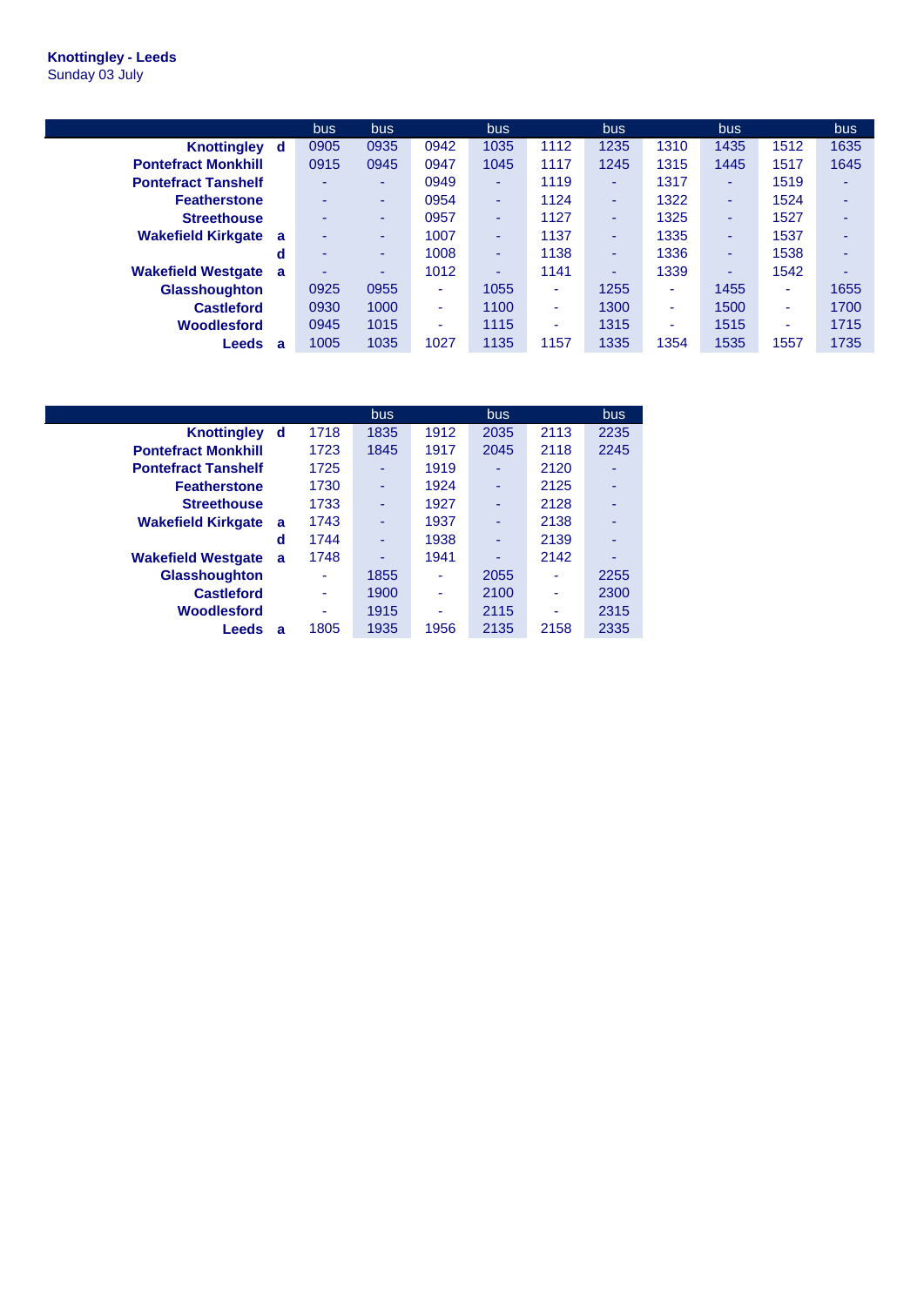**Knottingley - Leeds**
Sunday 03 July

| | | bus | bus | | bus | | bus | | bus | | bus |
|---|---|---|---|---|---|---|---|---|---|---|---|
| **Knottingley** | **d** | 0905 | 0935 | 0942 | 1035 | 1112 | 1235 | 1310 | 1435 | 1512 | 1635 |
| **Pontefract Monkhill** | | 0915 | 0945 | 0947 | 1045 | 1117 | 1245 | 1315 | 1445 | 1517 | 1645 |
| **Pontefract Tanshelf** | | - | - | 0949 | - | 1119 | - | 1317 | - | 1519 | - |
| **Featherstone** | | - | - | 0954 | - | 1124 | - | 1322 | - | 1524 | - |
| **Streethouse** | | - | - | 0957 | - | 1127 | - | 1325 | - | 1527 | - |
| **Wakefield Kirkgate** | **a** | - | - | 1007 | - | 1137 | - | 1335 | - | 1537 | - |
| | **d** | - | - | 1008 | - | 1138 | - | 1336 | - | 1538 | - |
| **Wakefield Westgate** | **a** | - | - | 1012 | - | 1141 | - | 1339 | - | 1542 | - |
| **Glasshoughton** | | 0925 | 0955 | - | 1055 | - | 1255 | - | 1455 | - | 1655 |
| **Castleford** | | 0930 | 1000 | - | 1100 | - | 1300 | - | 1500 | - | 1700 |
| **Woodlesford** | | 0945 | 1015 | - | 1115 | - | 1315 | - | 1515 | - | 1715 |
| **Leeds** | **a** | 1005 | 1035 | 1027 | 1135 | 1157 | 1335 | 1354 | 1535 | 1557 | 1735 |

| | | | bus | | bus | | bus |
|---|---|---|---|---|---|---|---|
| **Knottingley** | **d** | 1718 | 1835 | 1912 | 2035 | 2113 | 2235 |
| **Pontefract Monkhill** | | 1723 | 1845 | 1917 | 2045 | 2118 | 2245 |
| **Pontefract Tanshelf** | | 1725 | - | 1919 | - | 2120 | - |
| **Featherstone** | | 1730 | - | 1924 | - | 2125 | - |
| **Streethouse** | | 1733 | - | 1927 | - | 2128 | - |
| **Wakefield Kirkgate** | **a** | 1743 | - | 1937 | - | 2138 | - |
| | **d** | 1744 | - | 1938 | - | 2139 | - |
| **Wakefield Westgate** | **a** | 1748 | - | 1941 | - | 2142 | - |
| **Glasshoughton** | | - | 1855 | - | 2055 | - | 2255 |
| **Castleford** | | - | 1900 | - | 2100 | - | 2300 |
| **Woodlesford** | | - | 1915 | - | 2115 | - | 2315 |
| **Leeds** | **a** | 1805 | 1935 | 1956 | 2135 | 2158 | 2335 |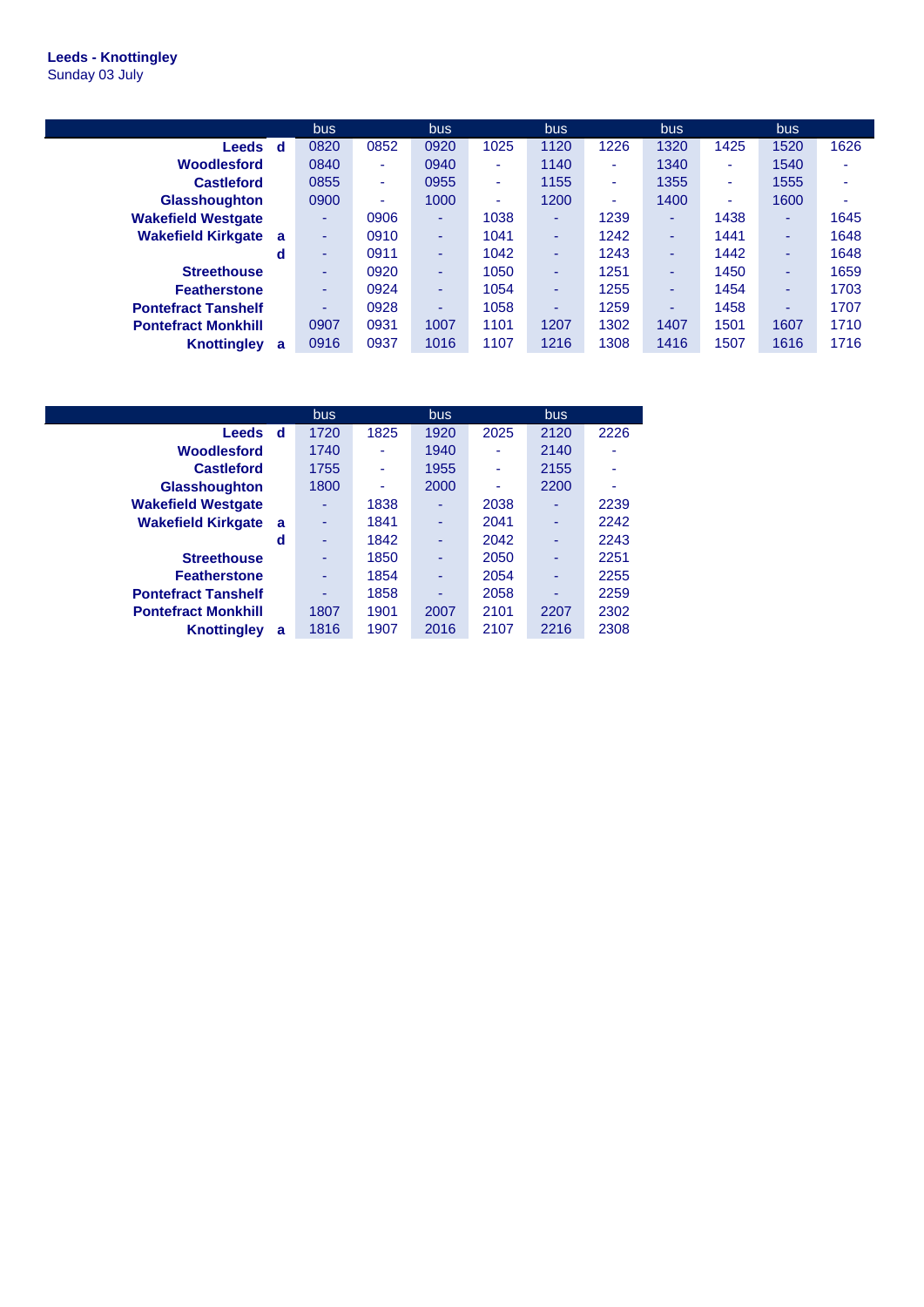**Leeds - Knottingley**
Sunday 03 July

| | | bus | | bus | | bus | | bus | | bus | |
|---|---|---|---|---|---|---|---|---|---|---|---|
| **Leeds** | **d** | 0820 | 0852 | 0920 | 1025 | 1120 | 1226 | 1320 | 1425 | 1520 | 1626 |
| **Woodlesford** | | 0840 | - | 0940 | - | 1140 | - | 1340 | - | 1540 | - |
| **Castleford** | | 0855 | - | 0955 | - | 1155 | - | 1355 | - | 1555 | - |
| **Glasshoughton** | | 0900 | - | 1000 | - | 1200 | - | 1400 | - | 1600 | - |
| **Wakefield Westgate** | | - | 0906 | - | 1038 | - | 1239 | - | 1438 | - | 1645 |
| **Wakefield Kirkgate** | **a** | - | 0910 | - | 1041 | - | 1242 | - | 1441 | - | 1648 |
| | **d** | - | 0911 | - | 1042 | - | 1243 | - | 1442 | - | 1648 |
| **Streethouse** | | - | 0920 | - | 1050 | - | 1251 | - | 1450 | - | 1659 |
| **Featherstone** | | - | 0924 | - | 1054 | - | 1255 | - | 1454 | - | 1703 |
| **Pontefract Tanshelf** | | - | 0928 | - | 1058 | - | 1259 | - | 1458 | - | 1707 |
| **Pontefract Monkhill** | | 0907 | 0931 | 1007 | 1101 | 1207 | 1302 | 1407 | 1501 | 1607 | 1710 |
| **Knottingley** | **a** | 0916 | 0937 | 1016 | 1107 | 1216 | 1308 | 1416 | 1507 | 1616 | 1716 |

| | | bus | | bus | | bus | |
|---|---|---|---|---|---|---|---|
| **Leeds** | **d** | 1720 | 1825 | 1920 | 2025 | 2120 | 2226 |
| **Woodlesford** | | 1740 | - | 1940 | - | 2140 | - |
| **Castleford** | | 1755 | - | 1955 | - | 2155 | - |
| **Glasshoughton** | | 1800 | - | 2000 | - | 2200 | - |
| **Wakefield Westgate** | | - | 1838 | - | 2038 | - | 2239 |
| **Wakefield Kirkgate** | **a** | - | 1841 | - | 2041 | - | 2242 |
| | **d** | - | 1842 | - | 2042 | - | 2243 |
| **Streethouse** | | - | 1850 | - | 2050 | - | 2251 |
| **Featherstone** | | - | 1854 | - | 2054 | - | 2255 |
| **Pontefract Tanshelf** | | - | 1858 | - | 2058 | - | 2259 |
| **Pontefract Monkhill** | | 1807 | 1901 | 2007 | 2101 | 2207 | 2302 |
| **Knottingley** | **a** | 1816 | 1907 | 2016 | 2107 | 2216 | 2308 |